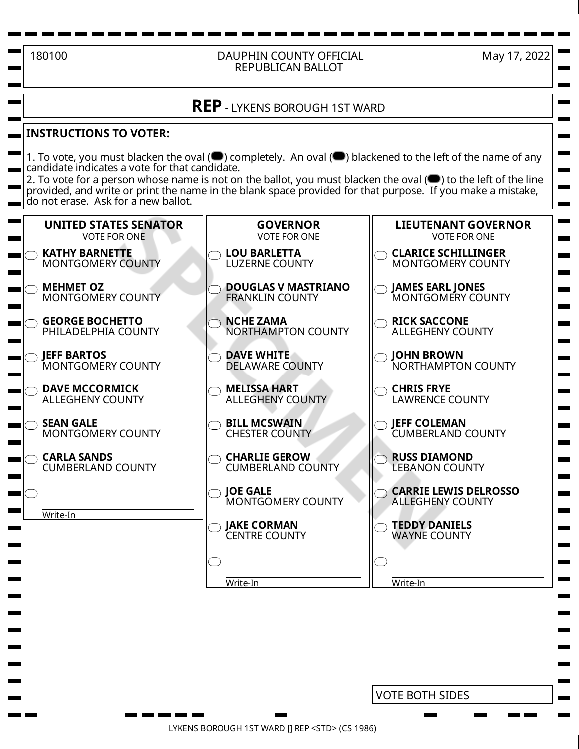180100

DAUPHIN COUNTY OFFICIAL
REPUBLICAN BALLOT

May 17, 2022

# **REP** - LYKENS BOROUGH 1ST WARD

**INSTRUCTIONS TO VOTER:**

1. To vote, you must blacken the oval (⬬) completely. An oval (⬬) blackened to the left of the name of any candidate indicates a vote for that candidate.
2. To vote for a person whose name is not on the ballot, you must blacken the oval (⬬) to the left of the line provided, and write or print the name in the blank space provided for that purpose. If you make a mistake, do not erase. Ask for a new ballot.

## UNITED STATES SENATOR
VOTE FOR ONE

- **KATHY BARNETTE** MONTGOMERY COUNTY
- **MEHMET OZ** MONTGOMERY COUNTY
- **GEORGE BOCHETTO** PHILADELPHIA COUNTY
- **JEFF BARTOS** MONTGOMERY COUNTY
- **DAVE MCCORMICK** ALLEGHENY COUNTY
- **SEAN GALE** MONTGOMERY COUNTY
- **CARLA SANDS** CUMBERLAND COUNTY
- Write-In

## GOVERNOR
VOTE FOR ONE

- **LOU BARLETTA** LUZERNE COUNTY
- **DOUGLAS V MASTRIANO** FRANKLIN COUNTY
- **NCHE ZAMA** NORTHAMPTON COUNTY
- **DAVE WHITE** DELAWARE COUNTY
- **MELISSA HART** ALLEGHENY COUNTY
- **BILL MCSWAIN** CHESTER COUNTY
- **CHARLIE GEROW** CUMBERLAND COUNTY
- **JOE GALE** MONTGOMERY COUNTY
- **JAKE CORMAN** CENTRE COUNTY
- Write-In

## LIEUTENANT GOVERNOR
VOTE FOR ONE

- **CLARICE SCHILLINGER** MONTGOMERY COUNTY
- **JAMES EARL JONES** MONTGOMERY COUNTY
- **RICK SACCONE** ALLEGHENY COUNTY
- **JOHN BROWN** NORTHAMPTON COUNTY
- **CHRIS FRYE** LAWRENCE COUNTY
- **JEFF COLEMAN** CUMBERLAND COUNTY
- **RUSS DIAMOND** LEBANON COUNTY
- **CARRIE LEWIS DELROSSO** ALLEGHENY COUNTY
- **TEDDY DANIELS** WAYNE COUNTY
- Write-In

VOTE BOTH SIDES

LYKENS BOROUGH 1ST WARD [] REP <STD> (CS 1986)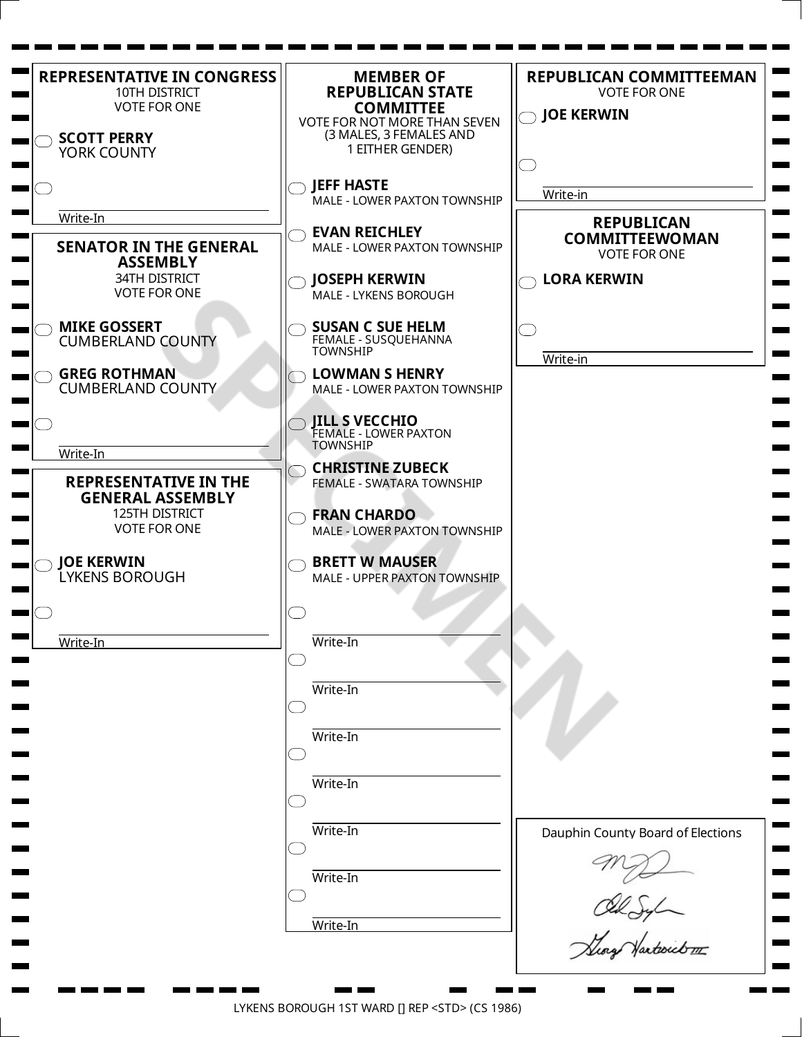## REPRESENTATIVE IN CONGRESS
10TH DISTRICT
VOTE FOR ONE

- **SCOTT PERRY**
  YORK COUNTY
- Write-In

## SENATOR IN THE GENERAL ASSEMBLY
34TH DISTRICT
VOTE FOR ONE

- **MIKE GOSSERT**
  CUMBERLAND COUNTY
- **GREG ROTHMAN**
  CUMBERLAND COUNTY
- Write-In

## REPRESENTATIVE IN THE GENERAL ASSEMBLY
125TH DISTRICT
VOTE FOR ONE

- **JOE KERWIN**
  LYKENS BOROUGH
- Write-In

## MEMBER OF REPUBLICAN STATE COMMITTEE
VOTE FOR NOT MORE THAN SEVEN
(3 MALES, 3 FEMALES AND
1 EITHER GENDER)

- **JEFF HASTE**
  MALE - LOWER PAXTON TOWNSHIP
- **EVAN REICHLEY**
  MALE - LOWER PAXTON TOWNSHIP
- **JOSEPH KERWIN**
  MALE - LYKENS BOROUGH
- **SUSAN C SUE HELM**
  FEMALE - SUSQUEHANNA TOWNSHIP
- **LOWMAN S HENRY**
  MALE - LOWER PAXTON TOWNSHIP
- **JILL S VECCHIO**
  FEMALE - LOWER PAXTON TOWNSHIP
- **CHRISTINE ZUBECK**
  FEMALE - SWATARA TOWNSHIP
- **FRAN CHARDO**
  MALE - LOWER PAXTON TOWNSHIP
- **BRETT W MAUSER**
  MALE - UPPER PAXTON TOWNSHIP
- Write-In
- Write-In
- Write-In
- Write-In
- Write-In
- Write-In
- Write-In

## REPUBLICAN COMMITTEEMAN
VOTE FOR ONE

- **JOE KERWIN**
- Write-in

## REPUBLICAN COMMITTEEWOMAN
VOTE FOR ONE

- **LORA KERWIN**
- Write-in

Dauphin County Board of Elections

SPECIMEN

LYKENS BOROUGH 1ST WARD [] REP <STD> (CS 1986)